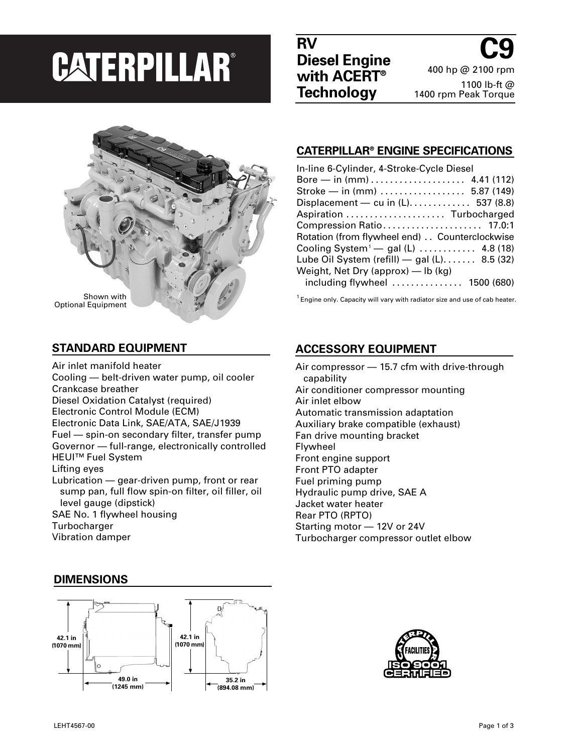# CATERPILLAR®

## RV Diesel Engine with ACERT® Technology

## C9

400 hp @ 2100 rpm

1100 lb-ft @ 1400 rpm Peak Torque

Shown with Optional Equipment

## CATERPILLAR® ENGINE SPECIFICATIONS

In-line 6-Cylinder, 4-Stroke-Cycle Diesel

| Specification | Value |
|---|---|
| Bore — in (mm) | 4.41 (112) |
| Stroke — in (mm) | 5.87 (149) |
| Displacement — cu in (L) | 537 (8.8) |
| Aspiration | Turbocharged |
| Compression Ratio | 17.0:1 |
| Rotation (from flywheel end) | Counterclockwise |
| Cooling System[1] — gal (L) | 4.8 (18) |
| Lube Oil System (refill) — gal (L) | 8.5 (32) |
| Weight, Net Dry (approx) — lb (kg) including flywheel | 1500 (680) |

[1] Engine only. Capacity will vary with radiator size and use of cab heater.

## STANDARD EQUIPMENT

- Air inlet manifold heater
- Cooling — belt-driven water pump, oil cooler
- Crankcase breather
- Diesel Oxidation Catalyst (required)
- Electronic Control Module (ECM)
- Electronic Data Link, SAE/ATA, SAE/J1939
- Fuel — spin-on secondary filter, transfer pump
- Governor — full-range, electronically controlled
- HEUI™ Fuel System
- Lifting eyes
- Lubrication — gear-driven pump, front or rear sump pan, full flow spin-on filter, oil filler, oil level gauge (dipstick)
- SAE No. 1 flywheel housing
- Turbocharger
- Vibration damper

## ACCESSORY EQUIPMENT

- Air compressor — 15.7 cfm with drive-through capability
- Air conditioner compressor mounting
- Air inlet elbow
- Automatic transmission adaptation
- Auxiliary brake compatible (exhaust)
- Fan drive mounting bracket
- Flywheel
- Front engine support
- Front PTO adapter
- Fuel priming pump
- Hydraulic pump drive, SAE A
- Jacket water heater
- Rear PTO (RPTO)
- Starting motor — 12V or 24V
- Turbocharger compressor outlet elbow

## DIMENSIONS

Side view: 42.1 in (1070 mm) height; 49.0 in (1245 mm) length

End view: 42.1 in (1070 mm) height; 35.2 in (894.08 mm) width

CATERPILLAR FACILITIES ISO 9001 CERTIFIED

LEHT4567-00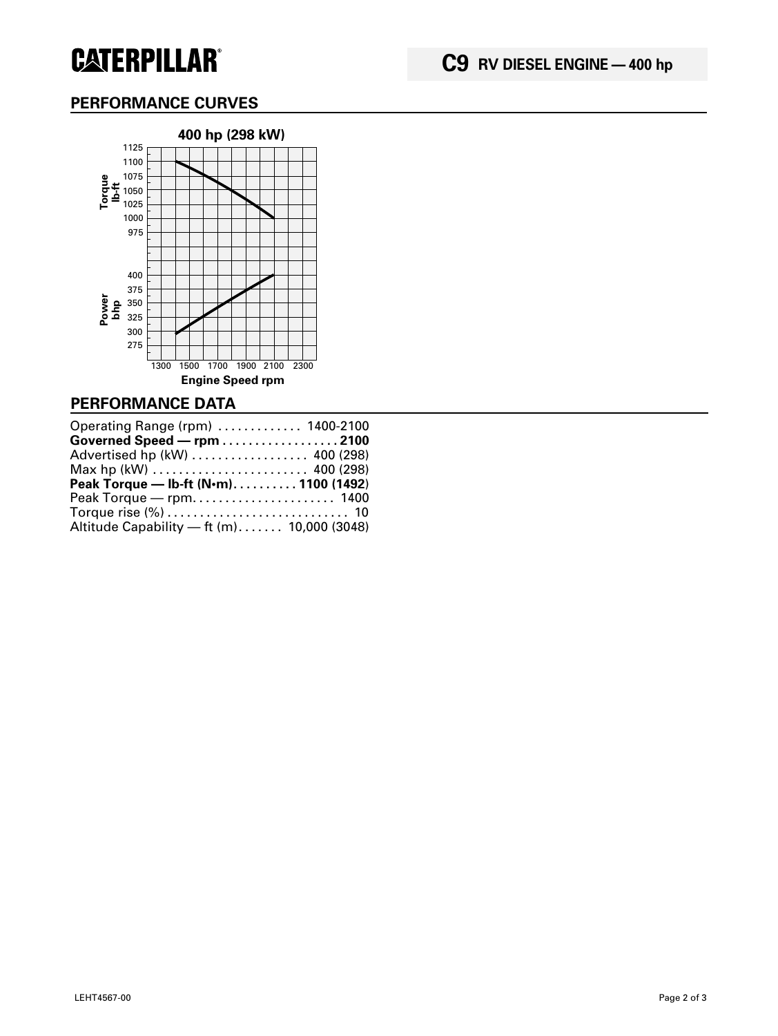## PERFORMANCE CURVES

**400 hp (298 kW)**

## PERFORMANCE DATA

| | |
|---|---|
| Operating Range (rpm) | 1400-2100 |
| **Governed Speed — rpm** | **2100** |
| Advertised hp (kW) | 400 (298) |
| Max hp (kW) | 400 (298) |
| **Peak Torque — lb-ft (N•m)** | **1100 (1492)** |
| Peak Torque — rpm | 1400 |
| Torque rise (%) | 10 |
| Altitude Capability — ft (m) | 10,000 (3048) |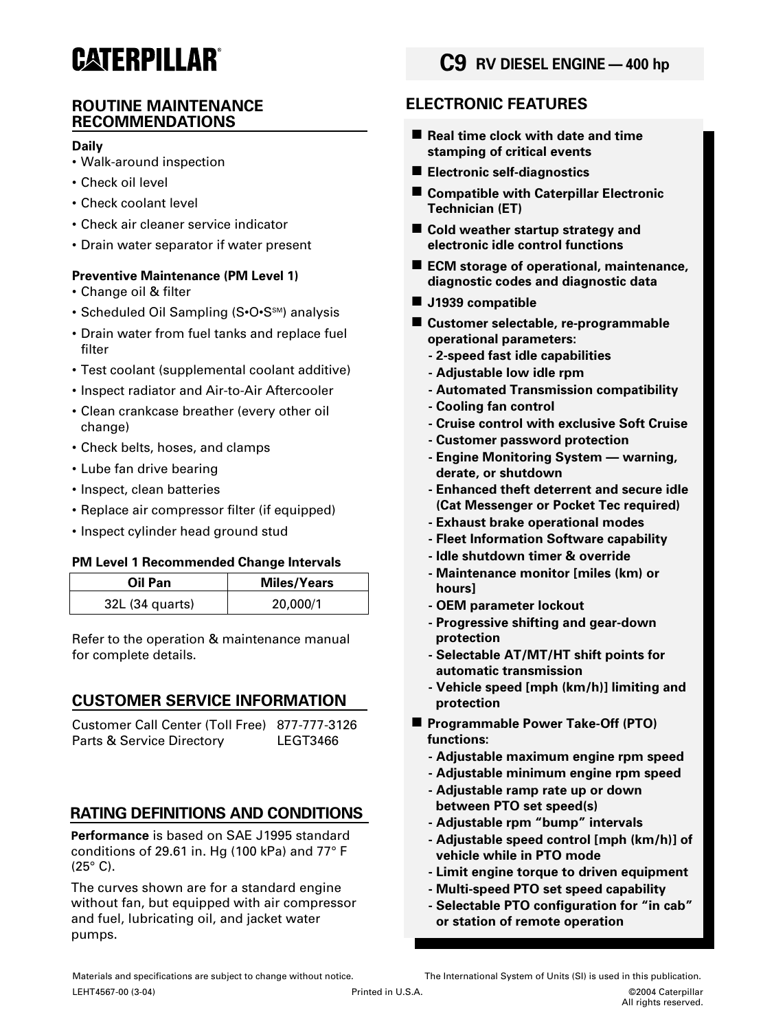# CATERPILLAR®

## C9 RV DIESEL ENGINE — 400 hp

## ROUTINE MAINTENANCE RECOMMENDATIONS

**Daily**

- Walk-around inspection
- Check oil level
- Check coolant level
- Check air cleaner service indicator
- Drain water separator if water present

**Preventive Maintenance (PM Level 1)**

- Change oil & filter
- Scheduled Oil Sampling (S•O•S℠) analysis
- Drain water from fuel tanks and replace fuel filter
- Test coolant (supplemental coolant additive)
- Inspect radiator and Air-to-Air Aftercooler
- Clean crankcase breather (every other oil change)
- Check belts, hoses, and clamps
- Lube fan drive bearing
- Inspect, clean batteries
- Replace air compressor filter (if equipped)
- Inspect cylinder head ground stud

**PM Level 1 Recommended Change Intervals**

| Oil Pan | Miles/Years |
|---|---|
| 32L (34 quarts) | 20,000/1 |

Refer to the operation & maintenance manual for complete details.

## CUSTOMER SERVICE INFORMATION

| | |
|---|---|
| Customer Call Center (Toll Free) | 877-777-3126 |
| Parts & Service Directory | LEGT3466 |

## RATING DEFINITIONS AND CONDITIONS

**Performance** is based on SAE J1995 standard conditions of 29.61 in. Hg (100 kPa) and 77° F (25° C).

The curves shown are for a standard engine without fan, but equipped with air compressor and fuel, lubricating oil, and jacket water pumps.

## ELECTRONIC FEATURES

- **Real time clock with date and time stamping of critical events**
- **Electronic self-diagnostics**
- **Compatible with Caterpillar Electronic Technician (ET)**
- **Cold weather startup strategy and electronic idle control functions**
- **ECM storage of operational, maintenance, diagnostic codes and diagnostic data**
- **J1939 compatible**
- **Customer selectable, re-programmable operational parameters:**
  - **2-speed fast idle capabilities**
  - **Adjustable low idle rpm**
  - **Automated Transmission compatibility**
  - **Cooling fan control**
  - **Cruise control with exclusive Soft Cruise**
  - **Customer password protection**
  - **Engine Monitoring System — warning, derate, or shutdown**
  - **Enhanced theft deterrent and secure idle (Cat Messenger or Pocket Tec required)**
  - **Exhaust brake operational modes**
  - **Fleet Information Software capability**
  - **Idle shutdown timer & override**
  - **Maintenance monitor [miles (km) or hours]**
  - **OEM parameter lockout**
  - **Progressive shifting and gear-down protection**
  - **Selectable AT/MT/HT shift points for automatic transmission**
  - **Vehicle speed [mph (km/h)] limiting and protection**
- **Programmable Power Take-Off (PTO) functions:**
  - **Adjustable maximum engine rpm speed**
  - **Adjustable minimum engine rpm speed**
  - **Adjustable ramp rate up or down between PTO set speed(s)**
  - **Adjustable rpm "bump" intervals**
  - **Adjustable speed control [mph (km/h)] of vehicle while in PTO mode**
  - **Limit engine torque to driven equipment**
  - **Multi-speed PTO set speed capability**
  - **Selectable PTO configuration for "in cab" or station of remote operation**

Materials and specifications are subject to change without notice. The International System of Units (SI) is used in this publication.

LEHT4567-00 (3-04) Printed in U.S.A. ©2004 Caterpillar All rights reserved.